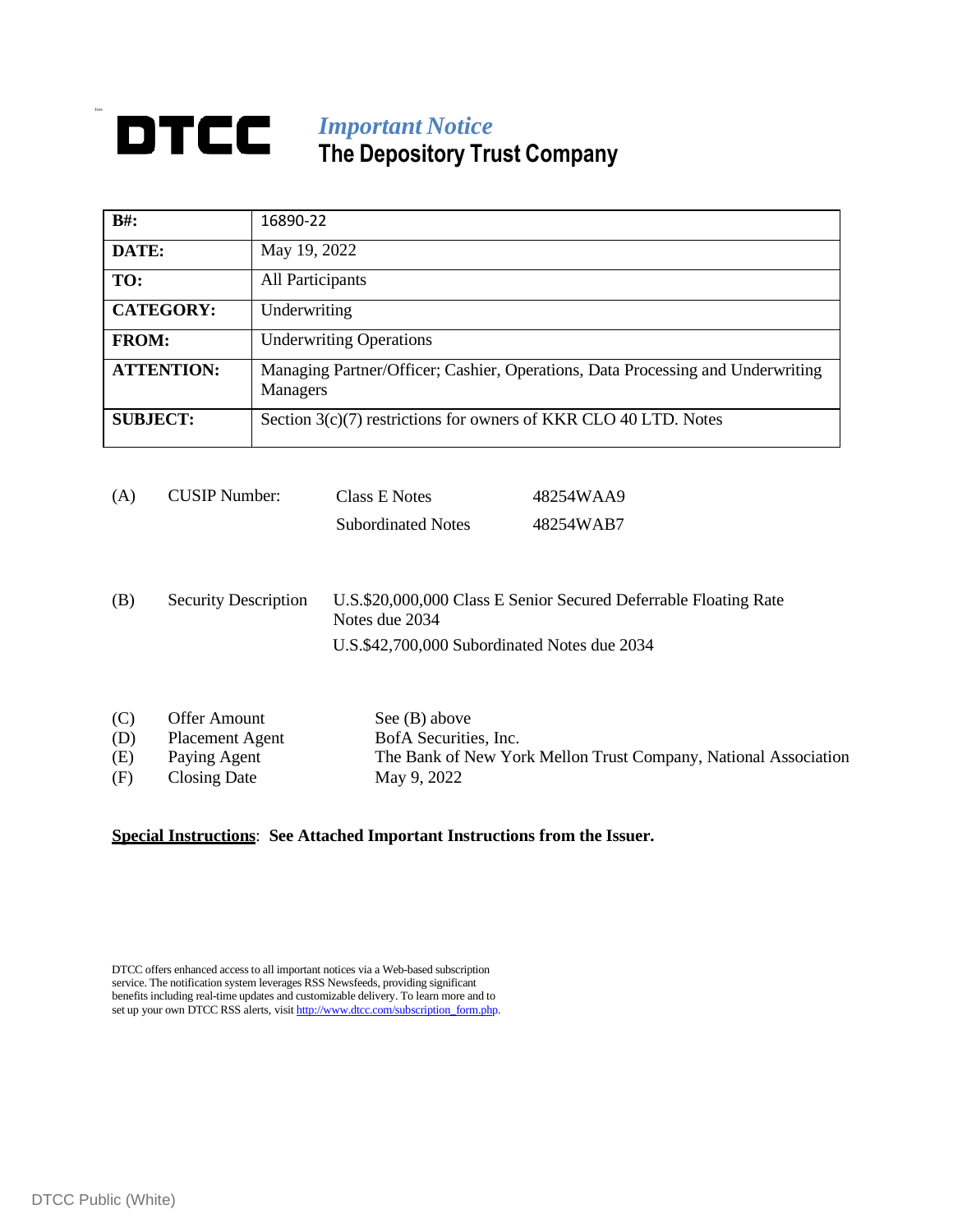# DTCC

*Important Notice*

**The Depository Trust Company**

| | |
|---|---|
| **B#:** | 16890-22 |
| **DATE:** | May 19, 2022 |
| **TO:** | All Participants |
| **CATEGORY:** | Underwriting |
| **FROM:** | Underwriting Operations |
| **ATTENTION:** | Managing Partner/Officer; Cashier, Operations, Data Processing and Underwriting Managers |
| **SUBJECT:** | Section 3(c)(7) restrictions for owners of KKR CLO 40 LTD. Notes |

(A) CUSIP Number:

| | |
|---|---|
| Class E Notes | 48254WAA9 |
| Subordinated Notes | 48254WAB7 |

(B) Security Description

U.S.$20,000,000 Class E Senior Secured Deferrable Floating Rate Notes due 2034

U.S.$42,700,000 Subordinated Notes due 2034

| | | |
|---|---|---|
| (C) | Offer Amount | See (B) above |
| (D) | Placement Agent | BofA Securities, Inc. |
| (E) | Paying Agent | The Bank of New York Mellon Trust Company, National Association |
| (F) | Closing Date | May 9, 2022 |

**Special Instructions**: **See Attached Important Instructions from the Issuer.**

DTCC offers enhanced access to all important notices via a Web-based subscription service. The notification system leverages RSS Newsfeeds, providing significant benefits including real-time updates and customizable delivery. To learn more and to set up your own DTCC RSS alerts, visit http://www.dtcc.com/subscription_form.php.

DTCC Public (White)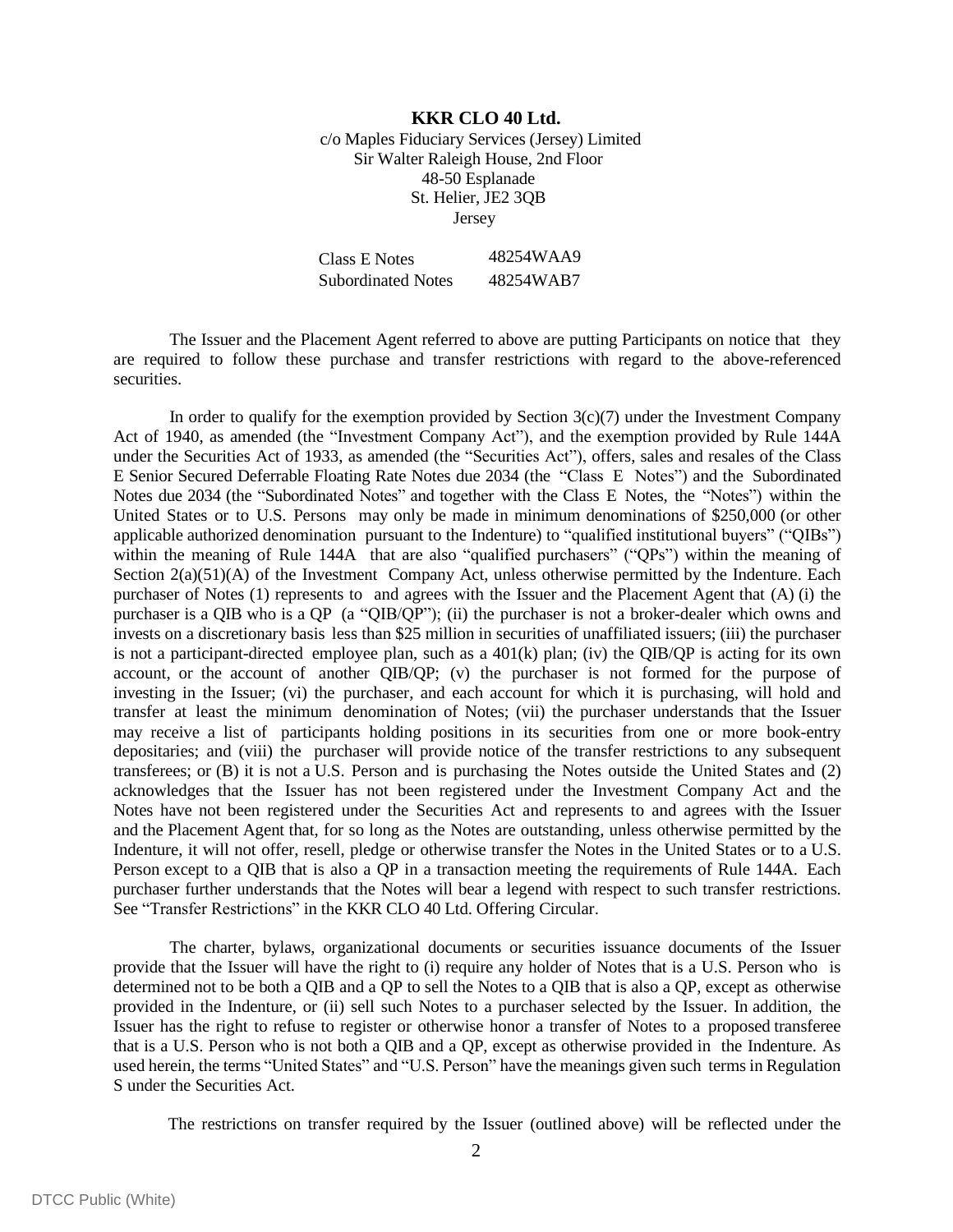**KKR CLO 40 Ltd.**

c/o Maples Fiduciary Services (Jersey) Limited
Sir Walter Raleigh House, 2nd Floor
48-50 Esplanade
St. Helier, JE2 3QB
Jersey

| | |
|---|---|
| Class E Notes | 48254WAA9 |
| Subordinated Notes | 48254WAB7 |

The Issuer and the Placement Agent referred to above are putting Participants on notice that they are required to follow these purchase and transfer restrictions with regard to the above-referenced securities.

In order to qualify for the exemption provided by Section 3(c)(7) under the Investment Company Act of 1940, as amended (the "Investment Company Act"), and the exemption provided by Rule 144A under the Securities Act of 1933, as amended (the "Securities Act"), offers, sales and resales of the Class E Senior Secured Deferrable Floating Rate Notes due 2034 (the "Class E Notes") and the Subordinated Notes due 2034 (the "Subordinated Notes" and together with the Class E Notes, the "Notes") within the United States or to U.S. Persons may only be made in minimum denominations of $250,000 (or other applicable authorized denomination pursuant to the Indenture) to "qualified institutional buyers" ("QIBs") within the meaning of Rule 144A that are also "qualified purchasers" ("QPs") within the meaning of Section 2(a)(51)(A) of the Investment Company Act, unless otherwise permitted by the Indenture. Each purchaser of Notes (1) represents to and agrees with the Issuer and the Placement Agent that (A) (i) the purchaser is a QIB who is a QP (a "QIB/QP"); (ii) the purchaser is not a broker-dealer which owns and invests on a discretionary basis less than $25 million in securities of unaffiliated issuers; (iii) the purchaser is not a participant-directed employee plan, such as a 401(k) plan; (iv) the QIB/QP is acting for its own account, or the account of another QIB/QP; (v) the purchaser is not formed for the purpose of investing in the Issuer; (vi) the purchaser, and each account for which it is purchasing, will hold and transfer at least the minimum denomination of Notes; (vii) the purchaser understands that the Issuer may receive a list of participants holding positions in its securities from one or more book-entry depositaries; and (viii) the purchaser will provide notice of the transfer restrictions to any subsequent transferees; or (B) it is not a U.S. Person and is purchasing the Notes outside the United States and (2) acknowledges that the Issuer has not been registered under the Investment Company Act and the Notes have not been registered under the Securities Act and represents to and agrees with the Issuer and the Placement Agent that, for so long as the Notes are outstanding, unless otherwise permitted by the Indenture, it will not offer, resell, pledge or otherwise transfer the Notes in the United States or to a U.S. Person except to a QIB that is also a QP in a transaction meeting the requirements of Rule 144A. Each purchaser further understands that the Notes will bear a legend with respect to such transfer restrictions. See "Transfer Restrictions" in the KKR CLO 40 Ltd. Offering Circular.

The charter, bylaws, organizational documents or securities issuance documents of the Issuer provide that the Issuer will have the right to (i) require any holder of Notes that is a U.S. Person who is determined not to be both a QIB and a QP to sell the Notes to a QIB that is also a QP, except as otherwise provided in the Indenture, or (ii) sell such Notes to a purchaser selected by the Issuer. In addition, the Issuer has the right to refuse to register or otherwise honor a transfer of Notes to a proposed transferee that is a U.S. Person who is not both a QIB and a QP, except as otherwise provided in the Indenture. As used herein, the terms "United States" and "U.S. Person" have the meanings given such terms in Regulation S under the Securities Act.

The restrictions on transfer required by the Issuer (outlined above) will be reflected under the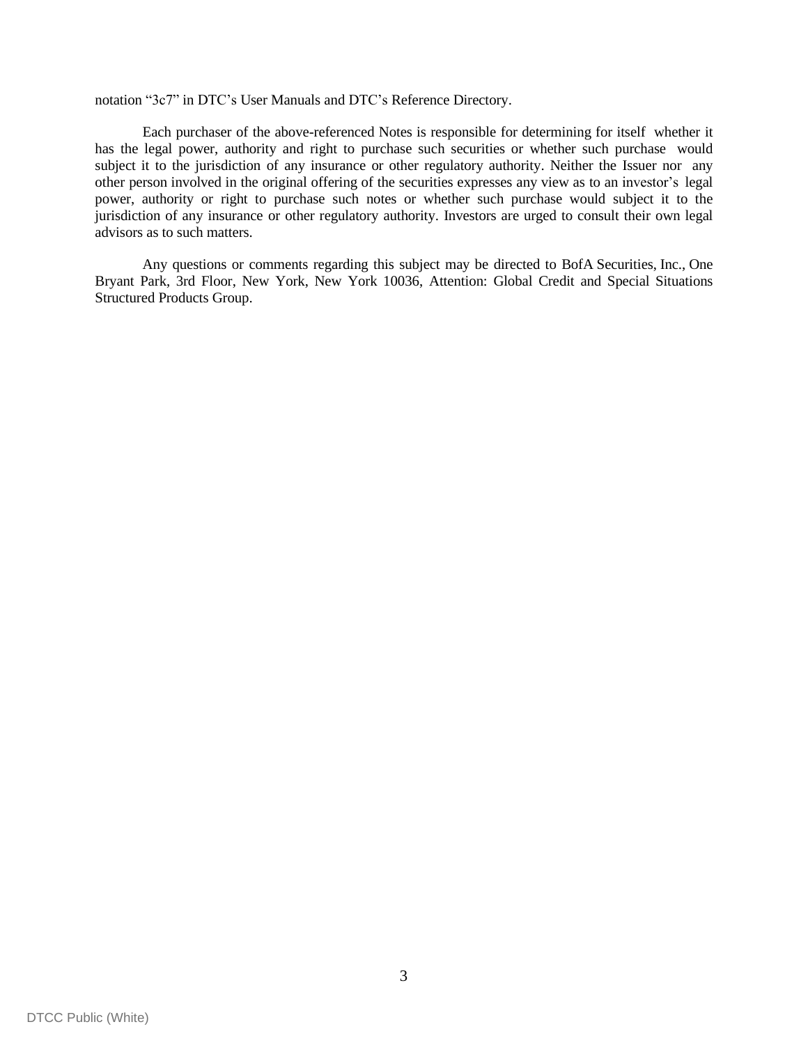notation “3c7” in DTC’s User Manuals and DTC’s Reference Directory.

Each purchaser of the above-referenced Notes is responsible for determining for itself whether it has the legal power, authority and right to purchase such securities or whether such purchase would subject it to the jurisdiction of any insurance or other regulatory authority. Neither the Issuer nor any other person involved in the original offering of the securities expresses any view as to an investor’s legal power, authority or right to purchase such notes or whether such purchase would subject it to the jurisdiction of any insurance or other regulatory authority. Investors are urged to consult their own legal advisors as to such matters.

Any questions or comments regarding this subject may be directed to BofA Securities, Inc., One Bryant Park, 3rd Floor, New York, New York 10036, Attention: Global Credit and Special Situations Structured Products Group.